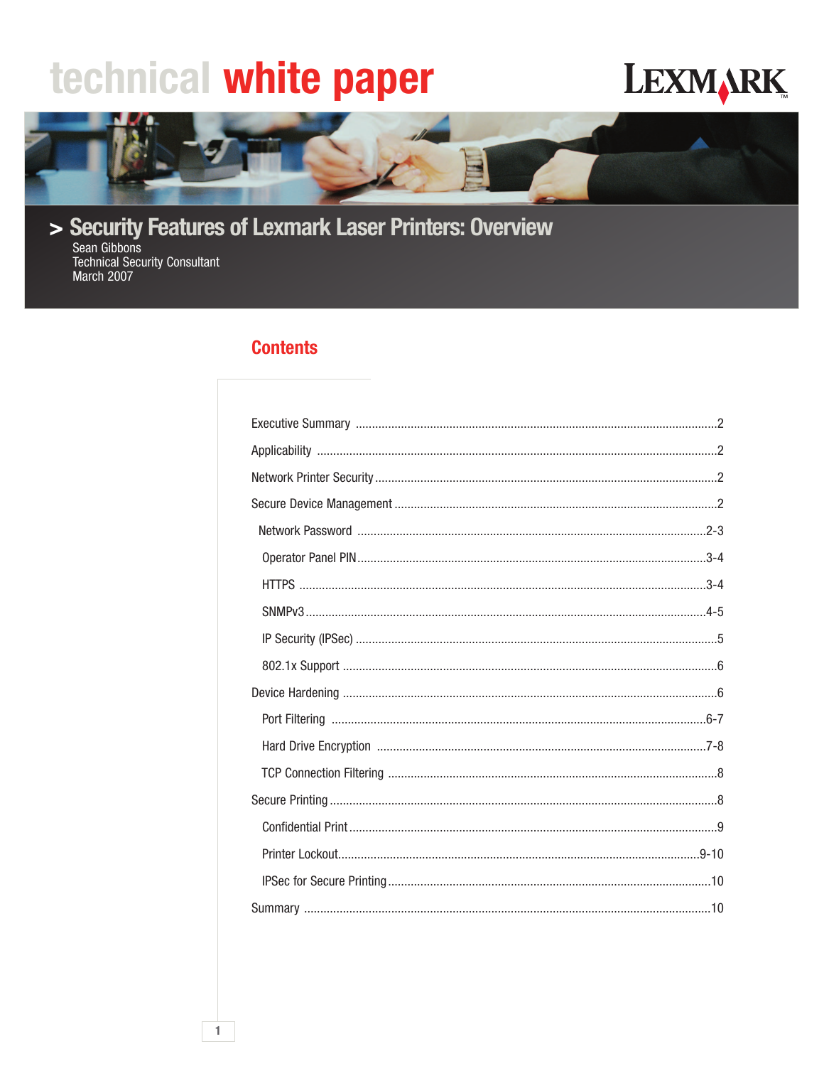technical **white paper**

LEXMARK

# > Security Features of Lexmark Laser Printers: Overview

Sean Gibbons
Technical Security Consultant
March 2007

## Contents

Executive Summary ....................................................2

Applicability ....................................................2

Network Printer Security ....................................................2

Secure Device Management ....................................................2

- Network Password ....................................................2-3
- Operator Panel PIN ....................................................3-4
- HTTPS ....................................................3-4
- SNMPv3 ....................................................4-5
- IP Security (IPSec) ....................................................5
- 802.1x Support ....................................................6

Device Hardening ....................................................6

- Port Filtering ....................................................6-7
- Hard Drive Encryption ....................................................7-8
- TCP Connection Filtering ....................................................8

Secure Printing ....................................................8

- Confidential Print ....................................................9
- Printer Lockout ....................................................9-10
- IPSec for Secure Printing ....................................................10

Summary ....................................................10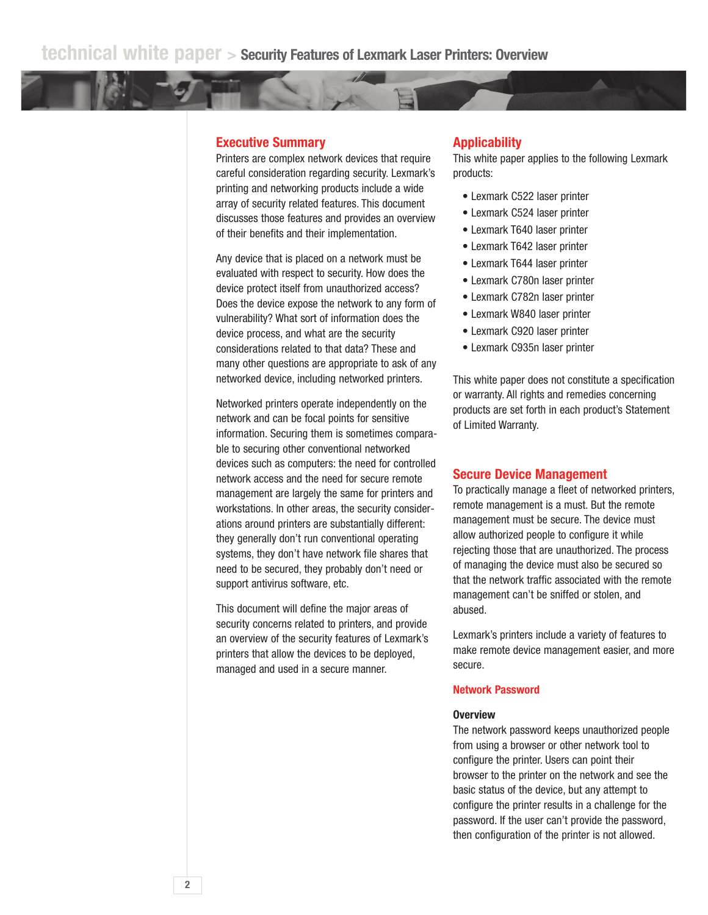## Executive Summary

Printers are complex network devices that require careful consideration regarding security. Lexmark's printing and networking products include a wide array of security related features. This document discusses those features and provides an overview of their benefits and their implementation.

Any device that is placed on a network must be evaluated with respect to security. How does the device protect itself from unauthorized access? Does the device expose the network to any form of vulnerability? What sort of information does the device process, and what are the security considerations related to that data? These and many other questions are appropriate to ask of any networked device, including networked printers.

Networked printers operate independently on the network and can be focal points for sensitive information. Securing them is sometimes comparable to securing other conventional networked devices such as computers: the need for controlled network access and the need for secure remote management are largely the same for printers and workstations. In other areas, the security considerations around printers are substantially different: they generally don't run conventional operating systems, they don't have network file shares that need to be secured, they probably don't need or support antivirus software, etc.

This document will define the major areas of security concerns related to printers, and provide an overview of the security features of Lexmark's printers that allow the devices to be deployed, managed and used in a secure manner.

## Applicability

This white paper applies to the following Lexmark products:

- Lexmark C522 laser printer
- Lexmark C524 laser printer
- Lexmark T640 laser printer
- Lexmark T642 laser printer
- Lexmark T644 laser printer
- Lexmark C780n laser printer
- Lexmark C782n laser printer
- Lexmark W840 laser printer
- Lexmark C920 laser printer
- Lexmark C935n laser printer

This white paper does not constitute a specification or warranty. All rights and remedies concerning products are set forth in each product's Statement of Limited Warranty.

## Secure Device Management

To practically manage a fleet of networked printers, remote management is a must. But the remote management must be secure. The device must allow authorized people to configure it while rejecting those that are unauthorized. The process of managing the device must also be secured so that the network traffic associated with the remote management can't be sniffed or stolen, and abused.

Lexmark's printers include a variety of features to make remote device management easier, and more secure.

### Network Password

#### Overview

The network password keeps unauthorized people from using a browser or other network tool to configure the printer. Users can point their browser to the printer on the network and see the basic status of the device, but any attempt to configure the printer results in a challenge for the password. If the user can't provide the password, then configuration of the printer is not allowed.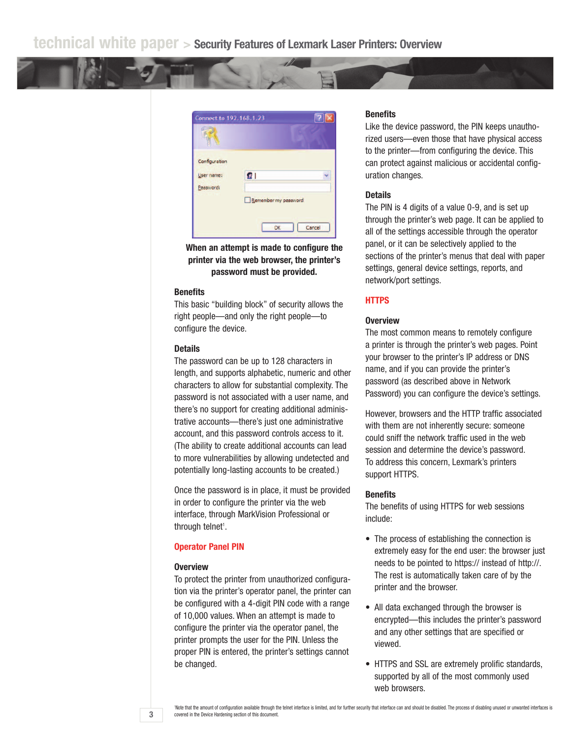When an attempt is made to configure the printer via the web browser, the printer's password must be provided.

### Benefits

This basic "building block" of security allows the right people—and only the right people—to configure the device.

### Details

The password can be up to 128 characters in length, and supports alphabetic, numeric and other characters to allow for substantial complexity. The password is not associated with a user name, and there's no support for creating additional administrative accounts—there's just one administrative account, and this password controls access to it. (The ability to create additional accounts can lead to more vulnerabilities by allowing undetected and potentially long-lasting accounts to be created.)

Once the password is in place, it must be provided in order to configure the printer via the web interface, through MarkVision Professional or through telnet[1].

## Operator Panel PIN

### Overview

To protect the printer from unauthorized configuration via the printer's operator panel, the printer can be configured with a 4-digit PIN code with a range of 10,000 values. When an attempt is made to configure the printer via the operator panel, the printer prompts the user for the PIN. Unless the proper PIN is entered, the printer's settings cannot be changed.

### Benefits

Like the device password, the PIN keeps unauthorized users—even those that have physical access to the printer—from configuring the device. This can protect against malicious or accidental configuration changes.

### Details

The PIN is 4 digits of a value 0-9, and is set up through the printer's web page. It can be applied to all of the settings accessible through the operator panel, or it can be selectively applied to the sections of the printer's menus that deal with paper settings, general device settings, reports, and network/port settings.

## HTTPS

### Overview

The most common means to remotely configure a printer is through the printer's web pages. Point your browser to the printer's IP address or DNS name, and if you can provide the printer's password (as described above in Network Password) you can configure the device's settings.

However, browsers and the HTTP traffic associated with them are not inherently secure: someone could sniff the network traffic used in the web session and determine the device's password. To address this concern, Lexmark's printers support HTTPS.

### Benefits

The benefits of using HTTPS for web sessions include:

- The process of establishing the connection is extremely easy for the end user: the browser just needs to be pointed to https:// instead of http://. The rest is automatically taken care of by the printer and the browser.
- All data exchanged through the browser is encrypted—this includes the printer's password and any other settings that are specified or viewed.
- HTTPS and SSL are extremely prolific standards, supported by all of the most commonly used web browsers.

[1] Note that the amount of configuration available through the telnet interface is limited, and for further security that interface can and should be disabled. The process of disabling unused or unwanted interfaces is covered in the Device Hardening section of this document.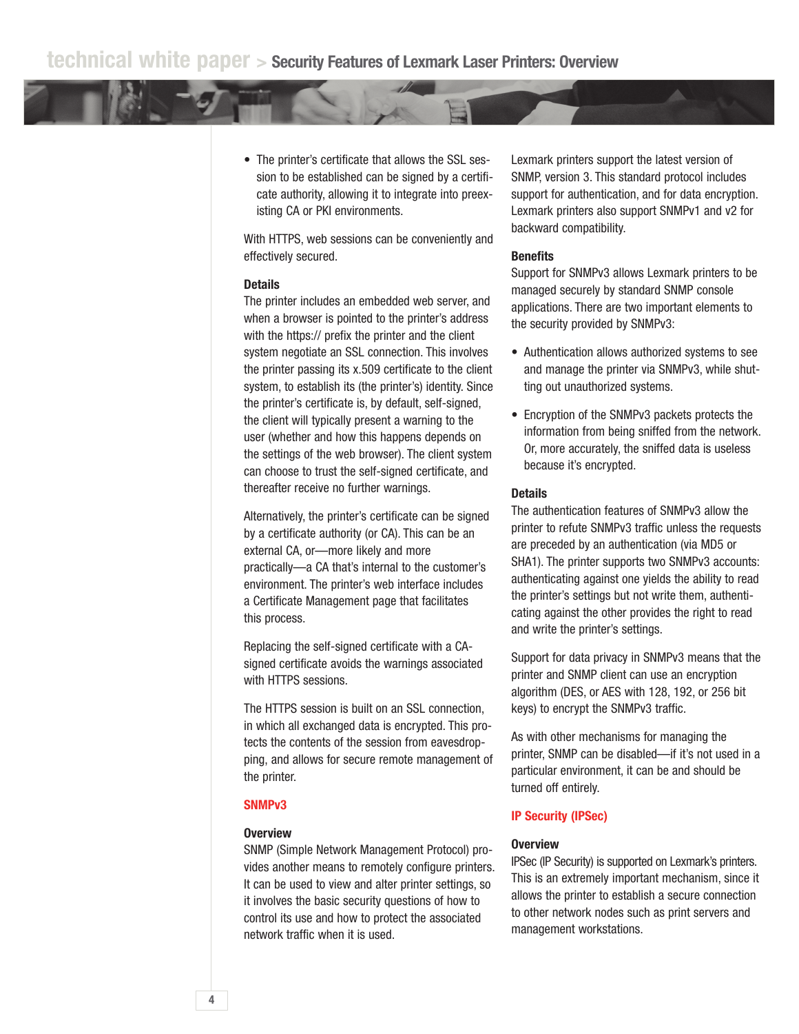- The printer's certificate that allows the SSL session to be established can be signed by a certificate authority, allowing it to integrate into preexisting CA or PKI environments.

With HTTPS, web sessions can be conveniently and effectively secured.

### Details

The printer includes an embedded web server, and when a browser is pointed to the printer's address with the https:// prefix the printer and the client system negotiate an SSL connection. This involves the printer passing its x.509 certificate to the client system, to establish its (the printer's) identity. Since the printer's certificate is, by default, self-signed, the client will typically present a warning to the user (whether and how this happens depends on the settings of the web browser). The client system can choose to trust the self-signed certificate, and thereafter receive no further warnings.

Alternatively, the printer's certificate can be signed by a certificate authority (or CA). This can be an external CA, or—more likely and more practically—a CA that's internal to the customer's environment. The printer's web interface includes a Certificate Management page that facilitates this process.

Replacing the self-signed certificate with a CA-signed certificate avoids the warnings associated with HTTPS sessions.

The HTTPS session is built on an SSL connection, in which all exchanged data is encrypted. This protects the contents of the session from eavesdropping, and allows for secure remote management of the printer.

## SNMPv3

### Overview

SNMP (Simple Network Management Protocol) provides another means to remotely configure printers. It can be used to view and alter printer settings, so it involves the basic security questions of how to control its use and how to protect the associated network traffic when it is used.

Lexmark printers support the latest version of SNMP, version 3. This standard protocol includes support for authentication, and for data encryption. Lexmark printers also support SNMPv1 and v2 for backward compatibility.

### Benefits

Support for SNMPv3 allows Lexmark printers to be managed securely by standard SNMP console applications. There are two important elements to the security provided by SNMPv3:

- Authentication allows authorized systems to see and manage the printer via SNMPv3, while shutting out unauthorized systems.
- Encryption of the SNMPv3 packets protects the information from being sniffed from the network. Or, more accurately, the sniffed data is useless because it's encrypted.

### Details

The authentication features of SNMPv3 allow the printer to refute SNMPv3 traffic unless the requests are preceded by an authentication (via MD5 or SHA1). The printer supports two SNMPv3 accounts: authenticating against one yields the ability to read the printer's settings but not write them, authenticating against the other provides the right to read and write the printer's settings.

Support for data privacy in SNMPv3 means that the printer and SNMP client can use an encryption algorithm (DES, or AES with 128, 192, or 256 bit keys) to encrypt the SNMPv3 traffic.

As with other mechanisms for managing the printer, SNMP can be disabled—if it's not used in a particular environment, it can be and should be turned off entirely.

## IP Security (IPSec)

### Overview

IPSec (IP Security) is supported on Lexmark's printers. This is an extremely important mechanism, since it allows the printer to establish a secure connection to other network nodes such as print servers and management workstations.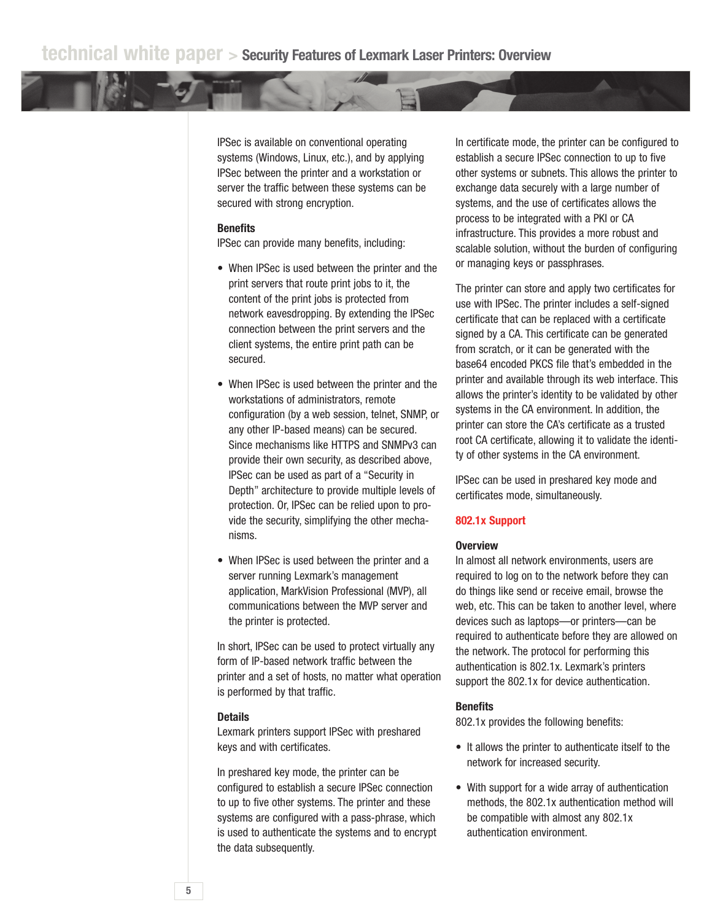IPSec is available on conventional operating systems (Windows, Linux, etc.), and by applying IPSec between the printer and a workstation or server the traffic between these systems can be secured with strong encryption.

**Benefits**

IPSec can provide many benefits, including:

- When IPSec is used between the printer and the print servers that route print jobs to it, the content of the print jobs is protected from network eavesdropping. By extending the IPSec connection between the print servers and the client systems, the entire print path can be secured.
- When IPSec is used between the printer and the workstations of administrators, remote configuration (by a web session, telnet, SNMP, or any other IP-based means) can be secured. Since mechanisms like HTTPS and SNMPv3 can provide their own security, as described above, IPSec can be used as part of a "Security in Depth" architecture to provide multiple levels of protection. Or, IPSec can be relied upon to provide the security, simplifying the other mechanisms.
- When IPSec is used between the printer and a server running Lexmark's management application, MarkVision Professional (MVP), all communications between the MVP server and the printer is protected.

In short, IPSec can be used to protect virtually any form of IP-based network traffic between the printer and a set of hosts, no matter what operation is performed by that traffic.

**Details**

Lexmark printers support IPSec with preshared keys and with certificates.

In preshared key mode, the printer can be configured to establish a secure IPSec connection to up to five other systems. The printer and these systems are configured with a pass-phrase, which is used to authenticate the systems and to encrypt the data subsequently.

In certificate mode, the printer can be configured to establish a secure IPSec connection to up to five other systems or subnets. This allows the printer to exchange data securely with a large number of systems, and the use of certificates allows the process to be integrated with a PKI or CA infrastructure. This provides a more robust and scalable solution, without the burden of configuring or managing keys or passphrases.

The printer can store and apply two certificates for use with IPSec. The printer includes a self-signed certificate that can be replaced with a certificate signed by a CA. This certificate can be generated from scratch, or it can be generated with the base64 encoded PKCS file that's embedded in the printer and available through its web interface. This allows the printer's identity to be validated by other systems in the CA environment. In addition, the printer can store the CA's certificate as a trusted root CA certificate, allowing it to validate the identity of other systems in the CA environment.

IPSec can be used in preshared key mode and certificates mode, simultaneously.

## 802.1x Support

**Overview**

In almost all network environments, users are required to log on to the network before they can do things like send or receive email, browse the web, etc. This can be taken to another level, where devices such as laptops—or printers—can be required to authenticate before they are allowed on the network. The protocol for performing this authentication is 802.1x. Lexmark's printers support the 802.1x for device authentication.

**Benefits**

802.1x provides the following benefits:

- It allows the printer to authenticate itself to the network for increased security.
- With support for a wide array of authentication methods, the 802.1x authentication method will be compatible with almost any 802.1x authentication environment.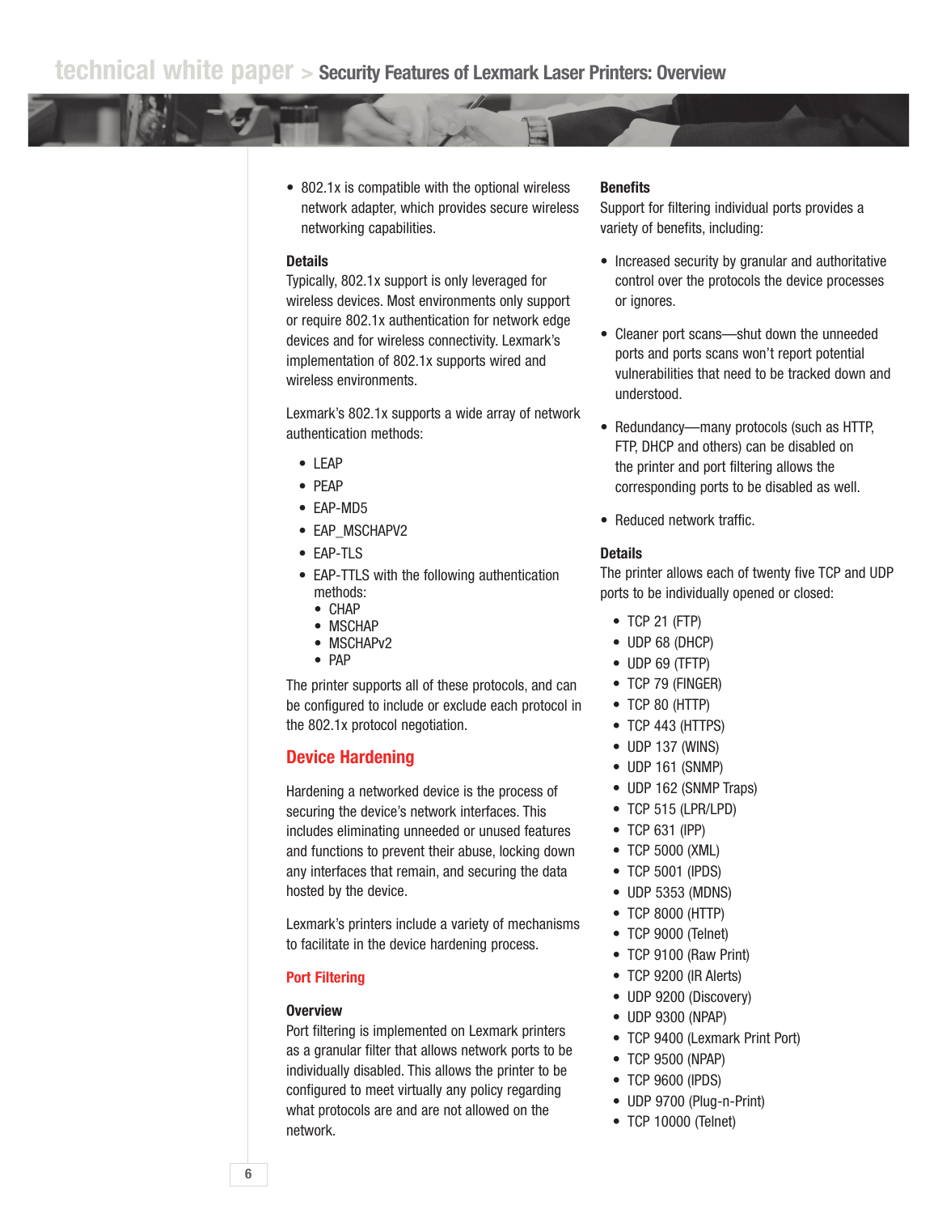- 802.1x is compatible with the optional wireless network adapter, which provides secure wireless networking capabilities.

**Details**

Typically, 802.1x support is only leveraged for wireless devices. Most environments only support or require 802.1x authentication for network edge devices and for wireless connectivity. Lexmark's implementation of 802.1x supports wired and wireless environments.

Lexmark's 802.1x supports a wide array of network authentication methods:

- LEAP
- PEAP
- EAP-MD5
- EAP_MSCHAPV2
- EAP-TLS
- EAP-TTLS with the following authentication methods:
  - CHAP
  - MSCHAP
  - MSCHAPv2
  - PAP

The printer supports all of these protocols, and can be configured to include or exclude each protocol in the 802.1x protocol negotiation.

## Device Hardening

Hardening a networked device is the process of securing the device's network interfaces. This includes eliminating unneeded or unused features and functions to prevent their abuse, locking down any interfaces that remain, and securing the data hosted by the device.

Lexmark's printers include a variety of mechanisms to facilitate in the device hardening process.

### Port Filtering

**Overview**

Port filtering is implemented on Lexmark printers as a granular filter that allows network ports to be individually disabled. This allows the printer to be configured to meet virtually any policy regarding what protocols are and are not allowed on the network.

**Benefits**

Support for filtering individual ports provides a variety of benefits, including:

- Increased security by granular and authoritative control over the protocols the device processes or ignores.
- Cleaner port scans—shut down the unneeded ports and ports scans won't report potential vulnerabilities that need to be tracked down and understood.
- Redundancy—many protocols (such as HTTP, FTP, DHCP and others) can be disabled on the printer and port filtering allows the corresponding ports to be disabled as well.
- Reduced network traffic.

**Details**

The printer allows each of twenty five TCP and UDP ports to be individually opened or closed:

- TCP 21 (FTP)
- UDP 68 (DHCP)
- UDP 69 (TFTP)
- TCP 79 (FINGER)
- TCP 80 (HTTP)
- TCP 443 (HTTPS)
- UDP 137 (WINS)
- UDP 161 (SNMP)
- UDP 162 (SNMP Traps)
- TCP 515 (LPR/LPD)
- TCP 631 (IPP)
- TCP 5000 (XML)
- TCP 5001 (IPDS)
- UDP 5353 (MDNS)
- TCP 8000 (HTTP)
- TCP 9000 (Telnet)
- TCP 9100 (Raw Print)
- TCP 9200 (IR Alerts)
- UDP 9200 (Discovery)
- UDP 9300 (NPAP)
- TCP 9400 (Lexmark Print Port)
- TCP 9500 (NPAP)
- TCP 9600 (IPDS)
- UDP 9700 (Plug-n-Print)
- TCP 10000 (Telnet)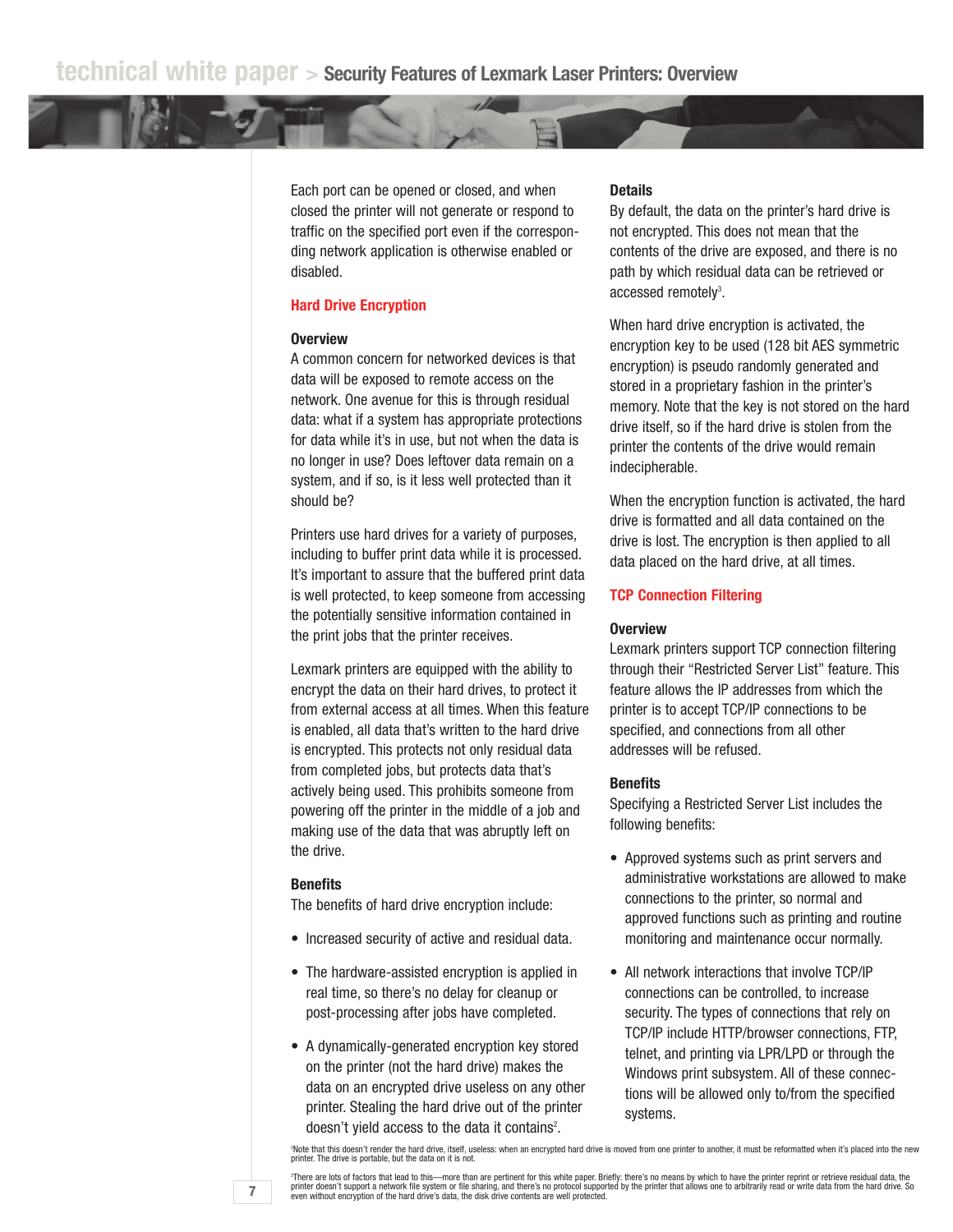Each port can be opened or closed, and when closed the printer will not generate or respond to traffic on the specified port even if the corresponding network application is otherwise enabled or disabled.

## Hard Drive Encryption

### Overview

A common concern for networked devices is that data will be exposed to remote access on the network. One avenue for this is through residual data: what if a system has appropriate protections for data while it's in use, but not when the data is no longer in use? Does leftover data remain on a system, and if so, is it less well protected than it should be?

Printers use hard drives for a variety of purposes, including to buffer print data while it is processed. It's important to assure that the buffered print data is well protected, to keep someone from accessing the potentially sensitive information contained in the print jobs that the printer receives.

Lexmark printers are equipped with the ability to encrypt the data on their hard drives, to protect it from external access at all times. When this feature is enabled, all data that's written to the hard drive is encrypted. This protects not only residual data from completed jobs, but protects data that's actively being used. This prohibits someone from powering off the printer in the middle of a job and making use of the data that was abruptly left on the drive.

### Benefits

The benefits of hard drive encryption include:

- Increased security of active and residual data.
- The hardware-assisted encryption is applied in real time, so there's no delay for cleanup or post-processing after jobs have completed.
- A dynamically-generated encryption key stored on the printer (not the hard drive) makes the data on an encrypted drive useless on any other printer. Stealing the hard drive out of the printer doesn't yield access to the data it contains[2].

### Details

By default, the data on the printer's hard drive is not encrypted. This does not mean that the contents of the drive are exposed, and there is no path by which residual data can be retrieved or accessed remotely[3].

When hard drive encryption is activated, the encryption key to be used (128 bit AES symmetric encryption) is pseudo randomly generated and stored in a proprietary fashion in the printer's memory. Note that the key is not stored on the hard drive itself, so if the hard drive is stolen from the printer the contents of the drive would remain indecipherable.

When the encryption function is activated, the hard drive is formatted and all data contained on the drive is lost. The encryption is then applied to all data placed on the hard drive, at all times.

## TCP Connection Filtering

### Overview

Lexmark printers support TCP connection filtering through their "Restricted Server List" feature. This feature allows the IP addresses from which the printer is to accept TCP/IP connections to be specified, and connections from all other addresses will be refused.

### Benefits

Specifying a Restricted Server List includes the following benefits:

- Approved systems such as print servers and administrative workstations are allowed to make connections to the printer, so normal and approved functions such as printing and routine monitoring and maintenance occur normally.
- All network interactions that involve TCP/IP connections can be controlled, to increase security. The types of connections that rely on TCP/IP include HTTP/browser connections, FTP, telnet, and printing via LPR/LPD or through the Windows print subsystem. All of these connections will be allowed only to/from the specified systems.

---

[2]Note that this doesn't render the hard drive, itself, useless: when an encrypted hard drive is moved from one printer to another, it must be reformatted when it's placed into the new printer. The drive is portable, but the data on it is not.

[3]There are lots of factors that lead to this—more than are pertinent for this white paper. Briefly: there's no means by which to have the printer reprint or retrieve residual data, the printer doesn't support a network file system or file sharing, and there's no protocol supported by the printer that allows one to arbitrarily read or write data from the hard drive. So even without encryption of the hard drive's data, the disk drive contents are well protected.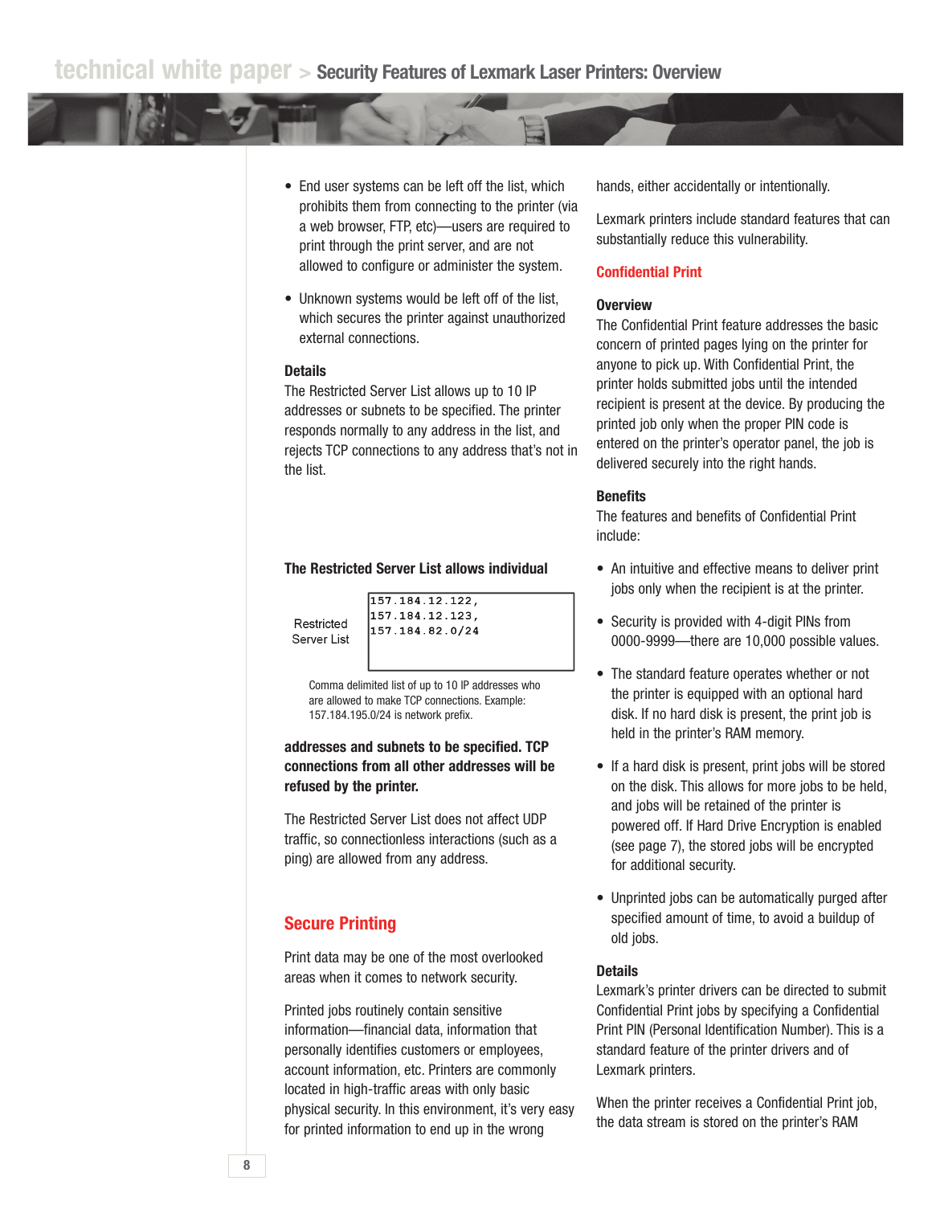- End user systems can be left off the list, which prohibits them from connecting to the printer (via a web browser, FTP, etc)—users are required to print through the print server, and are not allowed to configure or administer the system.
- Unknown systems would be left off of the list, which secures the printer against unauthorized external connections.

### Details

The Restricted Server List allows up to 10 IP addresses or subnets to be specified. The printer responds normally to any address in the list, and rejects TCP connections to any address that's not in the list.

**The Restricted Server List allows individual addresses and subnets to be specified. TCP connections from all other addresses will be refused by the printer.**

Restricted Server List

```
157.184.12.122,
157.184.12.123,
157.184.82.0/24
```

Comma delimited list of up to 10 IP addresses who are allowed to make TCP connections. Example: 157.184.195.0/24 is network prefix.

The Restricted Server List does not affect UDP traffic, so connectionless interactions (such as a ping) are allowed from any address.

## Secure Printing

Print data may be one of the most overlooked areas when it comes to network security.

Printed jobs routinely contain sensitive information—financial data, information that personally identifies customers or employees, account information, etc. Printers are commonly located in high-traffic areas with only basic physical security. In this environment, it's very easy for printed information to end up in the wrong hands, either accidentally or intentionally.

Lexmark printers include standard features that can substantially reduce this vulnerability.

## Confidential Print

### Overview

The Confidential Print feature addresses the basic concern of printed pages lying on the printer for anyone to pick up. With Confidential Print, the printer holds submitted jobs until the intended recipient is present at the device. By producing the printed job only when the proper PIN code is entered on the printer's operator panel, the job is delivered securely into the right hands.

### Benefits

The features and benefits of Confidential Print include:

- An intuitive and effective means to deliver print jobs only when the recipient is at the printer.
- Security is provided with 4-digit PINs from 0000-9999—there are 10,000 possible values.
- The standard feature operates whether or not the printer is equipped with an optional hard disk. If no hard disk is present, the print job is held in the printer's RAM memory.
- If a hard disk is present, print jobs will be stored on the disk. This allows for more jobs to be held, and jobs will be retained of the printer is powered off. If Hard Drive Encryption is enabled (see page 7), the stored jobs will be encrypted for additional security.
- Unprinted jobs can be automatically purged after specified amount of time, to avoid a buildup of old jobs.

### Details

Lexmark's printer drivers can be directed to submit Confidential Print jobs by specifying a Confidential Print PIN (Personal Identification Number). This is a standard feature of the printer drivers and of Lexmark printers.

When the printer receives a Confidential Print job, the data stream is stored on the printer's RAM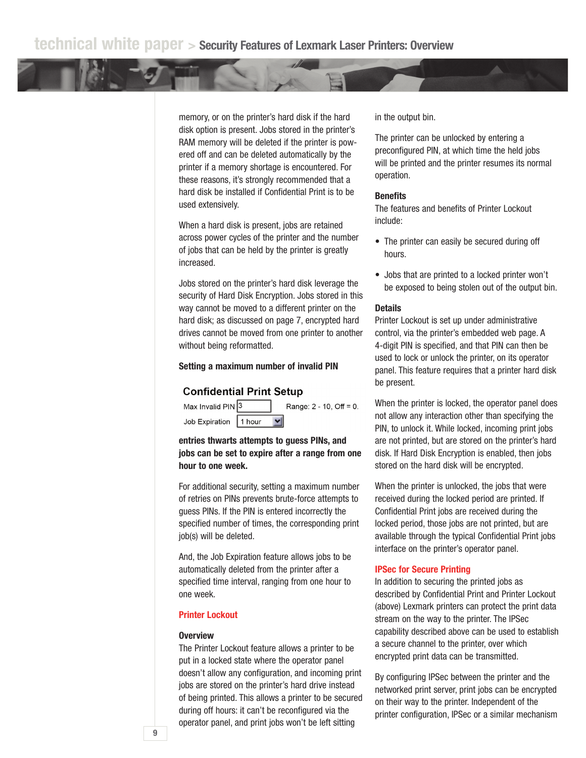memory, or on the printer's hard disk if the hard disk option is present. Jobs stored in the printer's RAM memory will be deleted if the printer is powered off and can be deleted automatically by the printer if a memory shortage is encountered. For these reasons, it's strongly recommended that a hard disk be installed if Confidential Print is to be used extensively.

When a hard disk is present, jobs are retained across power cycles of the printer and the number of jobs that can be held by the printer is greatly increased.

Jobs stored on the printer's hard disk leverage the security of Hard Disk Encryption. Jobs stored in this way cannot be moved to a different printer on the hard disk; as discussed on page 7, encrypted hard drives cannot be moved from one printer to another without being reformatted.

**Setting a maximum number of invalid PIN**

**Confidential Print Setup**

Max Invalid PIN [3] Range: 2 - 10, Off = 0.

Job Expiration [1 hour]

**entries thwarts attempts to guess PINs, and jobs can be set to expire after a range from one hour to one week.**

For additional security, setting a maximum number of retries on PINs prevents brute-force attempts to guess PINs. If the PIN is entered incorrectly the specified number of times, the corresponding print job(s) will be deleted.

And, the Job Expiration feature allows jobs to be automatically deleted from the printer after a specified time interval, ranging from one hour to one week.

## Printer Lockout

### Overview

The Printer Lockout feature allows a printer to be put in a locked state where the operator panel doesn't allow any configuration, and incoming print jobs are stored on the printer's hard drive instead of being printed. This allows a printer to be secured during off hours: it can't be reconfigured via the operator panel, and print jobs won't be left sitting in the output bin.

The printer can be unlocked by entering a preconfigured PIN, at which time the held jobs will be printed and the printer resumes its normal operation.

### Benefits

The features and benefits of Printer Lockout include:

- The printer can easily be secured during off hours.
- Jobs that are printed to a locked printer won't be exposed to being stolen out of the output bin.

### Details

Printer Lockout is set up under administrative control, via the printer's embedded web page. A 4-digit PIN is specified, and that PIN can then be used to lock or unlock the printer, on its operator panel. This feature requires that a printer hard disk be present.

When the printer is locked, the operator panel does not allow any interaction other than specifying the PIN, to unlock it. While locked, incoming print jobs are not printed, but are stored on the printer's hard disk. If Hard Disk Encryption is enabled, then jobs stored on the hard disk will be encrypted.

When the printer is unlocked, the jobs that were received during the locked period are printed. If Confidential Print jobs are received during the locked period, those jobs are not printed, but are available through the typical Confidential Print jobs interface on the printer's operator panel.

## IPSec for Secure Printing

In addition to securing the printed jobs as described by Confidential Print and Printer Lockout (above) Lexmark printers can protect the print data stream on the way to the printer. The IPSec capability described above can be used to establish a secure channel to the printer, over which encrypted print data can be transmitted.

By configuring IPSec between the printer and the networked print server, print jobs can be encrypted on their way to the printer. Independent of the printer configuration, IPSec or a similar mechanism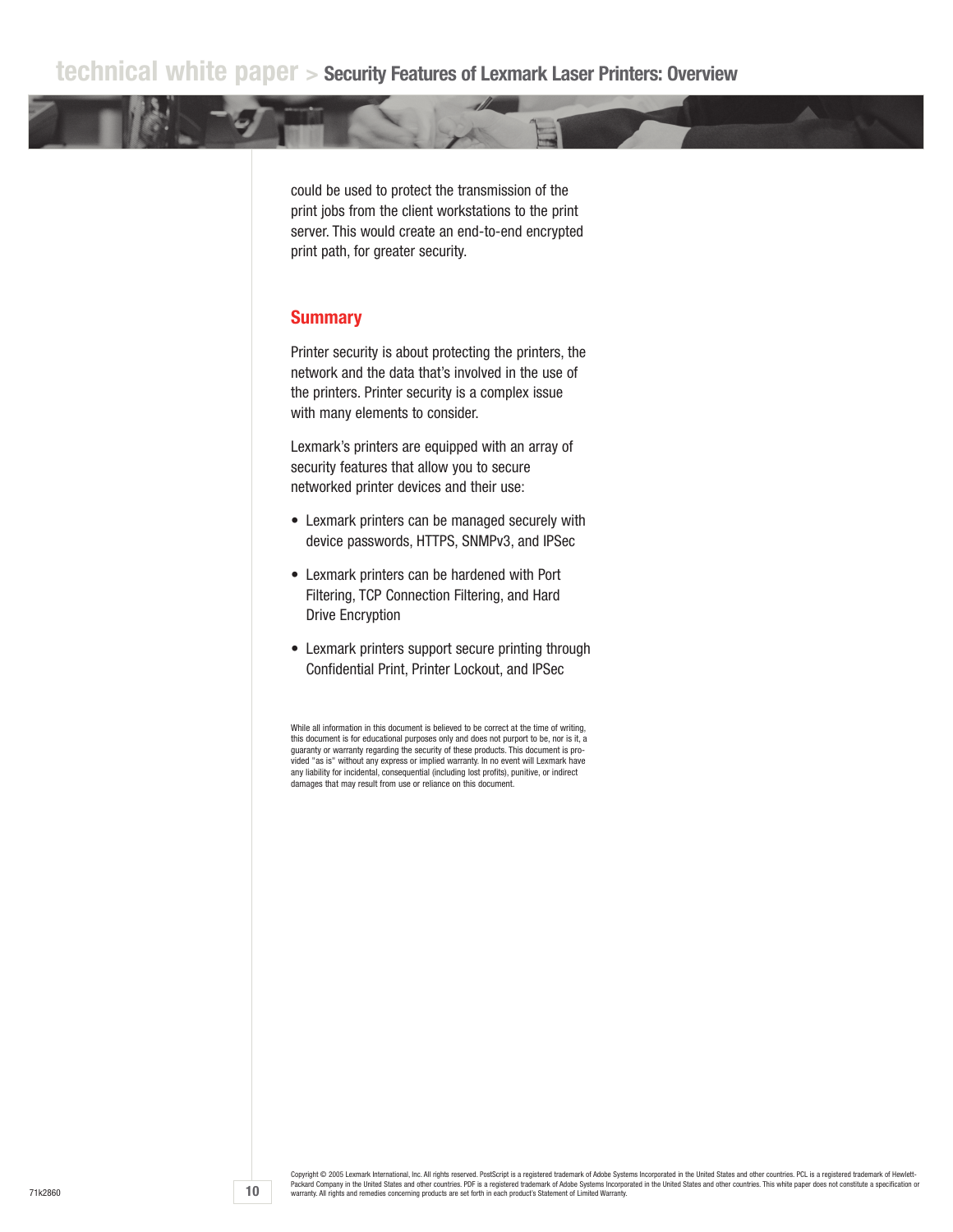could be used to protect the transmission of the print jobs from the client workstations to the print server. This would create an end-to-end encrypted print path, for greater security.

## Summary

Printer security is about protecting the printers, the network and the data that's involved in the use of the printers. Printer security is a complex issue with many elements to consider.

Lexmark's printers are equipped with an array of security features that allow you to secure networked printer devices and their use:

- Lexmark printers can be managed securely with device passwords, HTTPS, SNMPv3, and IPSec
- Lexmark printers can be hardened with Port Filtering, TCP Connection Filtering, and Hard Drive Encryption
- Lexmark printers support secure printing through Confidential Print, Printer Lockout, and IPSec

While all information in this document is believed to be correct at the time of writing, this document is for educational purposes only and does not purport to be, nor is it, a guaranty or warranty regarding the security of these products. This document is provided "as is" without any express or implied warranty. In no event will Lexmark have any liability for incidental, consequential (including lost profits), punitive, or indirect damages that may result from use or reliance on this document.

Copyright © 2005 Lexmark International, Inc. All rights reserved. PostScript is a registered trademark of Adobe Systems Incorporated in the United States and other countries. PCL is a registered trademark of Hewlett-Packard Company in the United States and other countries. PDF is a registered trademark of Adobe Systems Incorporated in the United States and other countries. This white paper does not constitute a specification or warranty. All rights and remedies concerning products are set forth in each product's Statement of Limited Warranty.

71k2860